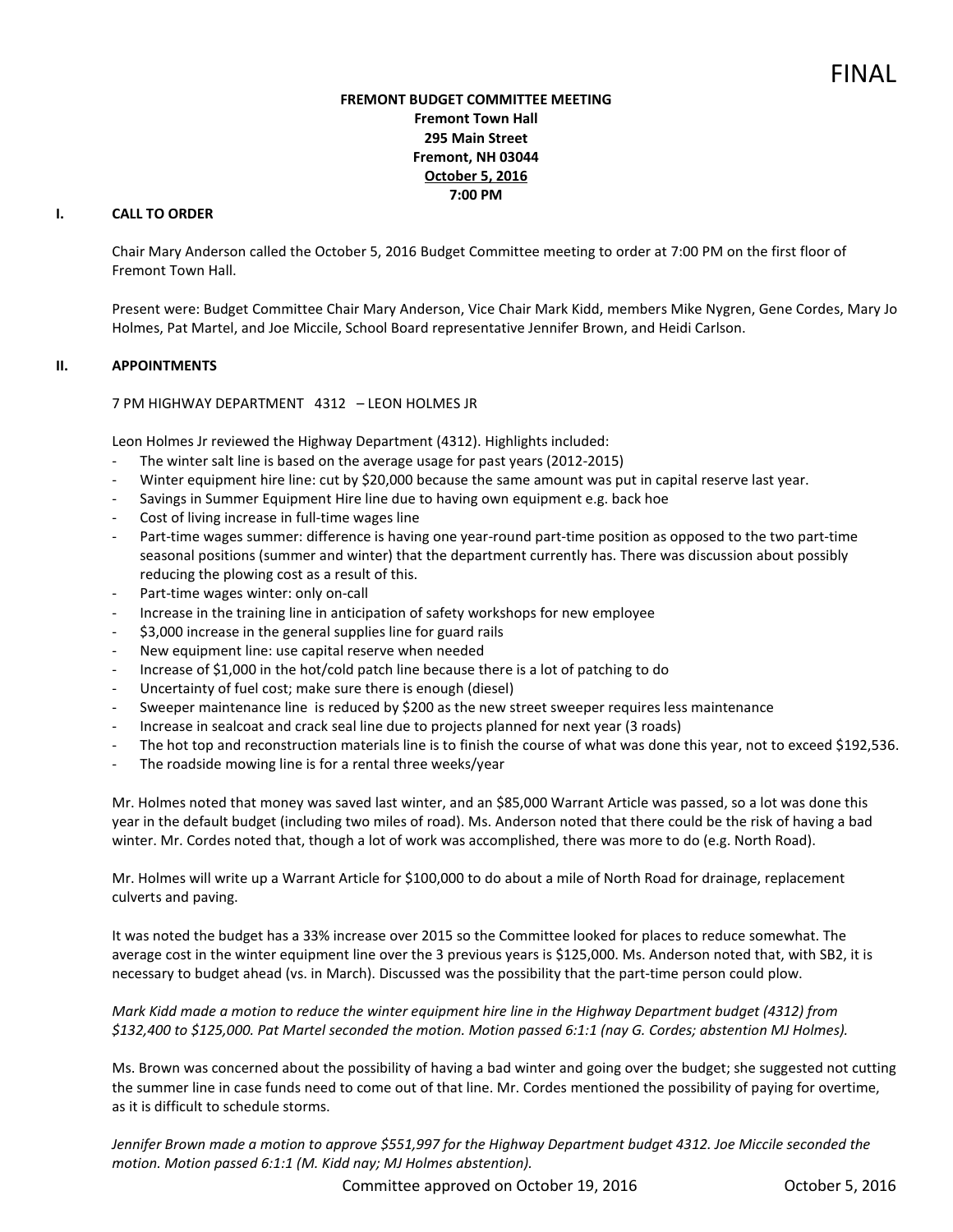FINAL

**FREMONT BUDGET COMMITTEE MEETING**
**Fremont Town Hall**
**295 Main Street**
**Fremont, NH 03044**
**October 5, 2016**
**7:00 PM**

## I. CALL TO ORDER

Chair Mary Anderson called the October 5, 2016 Budget Committee meeting to order at 7:00 PM on the first floor of Fremont Town Hall.

Present were: Budget Committee Chair Mary Anderson, Vice Chair Mark Kidd, members Mike Nygren, Gene Cordes, Mary Jo Holmes, Pat Martel, and Joe Miccile, School Board representative Jennifer Brown, and Heidi Carlson.

## II. APPOINTMENTS

7 PM HIGHWAY DEPARTMENT 4312 – LEON HOLMES JR

Leon Holmes Jr reviewed the Highway Department (4312). Highlights included:

- The winter salt line is based on the average usage for past years (2012-2015)
- Winter equipment hire line: cut by $20,000 because the same amount was put in capital reserve last year.
- Savings in Summer Equipment Hire line due to having own equipment e.g. back hoe
- Cost of living increase in full-time wages line
- Part-time wages summer: difference is having one year-round part-time position as opposed to the two part-time seasonal positions (summer and winter) that the department currently has. There was discussion about possibly reducing the plowing cost as a result of this.
- Part-time wages winter: only on-call
- Increase in the training line in anticipation of safety workshops for new employee
- $3,000 increase in the general supplies line for guard rails
- New equipment line: use capital reserve when needed
- Increase of $1,000 in the hot/cold patch line because there is a lot of patching to do
- Uncertainty of fuel cost; make sure there is enough (diesel)
- Sweeper maintenance line is reduced by $200 as the new street sweeper requires less maintenance
- Increase in sealcoat and crack seal line due to projects planned for next year (3 roads)
- The hot top and reconstruction materials line is to finish the course of what was done this year, not to exceed $192,536.
- The roadside mowing line is for a rental three weeks/year

Mr. Holmes noted that money was saved last winter, and an $85,000 Warrant Article was passed, so a lot was done this year in the default budget (including two miles of road). Ms. Anderson noted that there could be the risk of having a bad winter. Mr. Cordes noted that, though a lot of work was accomplished, there was more to do (e.g. North Road).

Mr. Holmes will write up a Warrant Article for $100,000 to do about a mile of North Road for drainage, replacement culverts and paving.

It was noted the budget has a 33% increase over 2015 so the Committee looked for places to reduce somewhat. The average cost in the winter equipment line over the 3 previous years is $125,000. Ms. Anderson noted that, with SB2, it is necessary to budget ahead (vs. in March). Discussed was the possibility that the part-time person could plow.

*Mark Kidd made a motion to reduce the winter equipment hire line in the Highway Department budget (4312) from $132,400 to $125,000. Pat Martel seconded the motion. Motion passed 6:1:1 (nay G. Cordes; abstention MJ Holmes).*

Ms. Brown was concerned about the possibility of having a bad winter and going over the budget; she suggested not cutting the summer line in case funds need to come out of that line. Mr. Cordes mentioned the possibility of paying for overtime, as it is difficult to schedule storms.

*Jennifer Brown made a motion to approve $551,997 for the Highway Department budget 4312. Joe Miccile seconded the motion. Motion passed 6:1:1 (M. Kidd nay; MJ Holmes abstention).*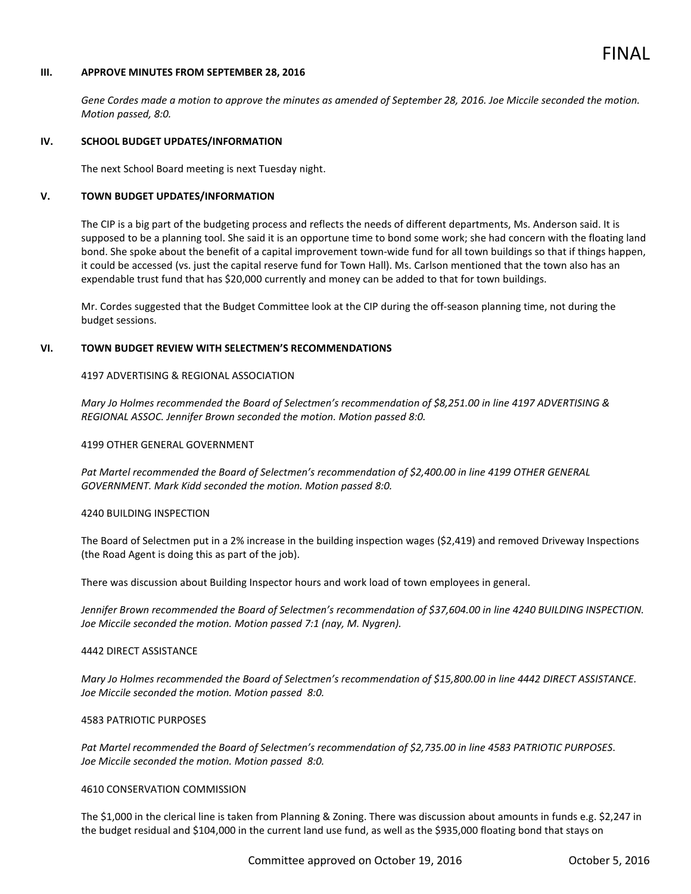### III. APPROVE MINUTES FROM SEPTEMBER 28, 2016

*Gene Cordes made a motion to approve the minutes as amended of September 28, 2016. Joe Miccile seconded the motion. Motion passed, 8:0.*

### IV. SCHOOL BUDGET UPDATES/INFORMATION

The next School Board meeting is next Tuesday night.

### V. TOWN BUDGET UPDATES/INFORMATION

The CIP is a big part of the budgeting process and reflects the needs of different departments, Ms. Anderson said. It is supposed to be a planning tool. She said it is an opportune time to bond some work; she had concern with the floating land bond. She spoke about the benefit of a capital improvement town-wide fund for all town buildings so that if things happen, it could be accessed (vs. just the capital reserve fund for Town Hall). Ms. Carlson mentioned that the town also has an expendable trust fund that has $20,000 currently and money can be added to that for town buildings.

Mr. Cordes suggested that the Budget Committee look at the CIP during the off-season planning time, not during the budget sessions.

### VI. TOWN BUDGET REVIEW WITH SELECTMEN'S RECOMMENDATIONS

4197 ADVERTISING & REGIONAL ASSOCIATION

*Mary Jo Holmes recommended the Board of Selectmen's recommendation of $8,251.00 in line 4197 ADVERTISING & REGIONAL ASSOC. Jennifer Brown seconded the motion. Motion passed 8:0.*

4199 OTHER GENERAL GOVERNMENT

*Pat Martel recommended the Board of Selectmen's recommendation of $2,400.00 in line 4199 OTHER GENERAL GOVERNMENT. Mark Kidd seconded the motion. Motion passed 8:0.*

4240 BUILDING INSPECTION

The Board of Selectmen put in a 2% increase in the building inspection wages ($2,419) and removed Driveway Inspections (the Road Agent is doing this as part of the job).

There was discussion about Building Inspector hours and work load of town employees in general.

*Jennifer Brown recommended the Board of Selectmen's recommendation of $37,604.00 in line 4240 BUILDING INSPECTION. Joe Miccile seconded the motion. Motion passed 7:1 (nay, M. Nygren).*

4442 DIRECT ASSISTANCE

*Mary Jo Holmes recommended the Board of Selectmen's recommendation of $15,800.00 in line 4442 DIRECT ASSISTANCE. Joe Miccile seconded the motion. Motion passed 8:0.*

4583 PATRIOTIC PURPOSES

*Pat Martel recommended the Board of Selectmen's recommendation of $2,735.00 in line 4583 PATRIOTIC PURPOSES. Joe Miccile seconded the motion. Motion passed 8:0.*

4610 CONSERVATION COMMISSION

The $1,000 in the clerical line is taken from Planning & Zoning. There was discussion about amounts in funds e.g. $2,247 in the budget residual and $104,000 in the current land use fund, as well as the $935,000 floating bond that stays on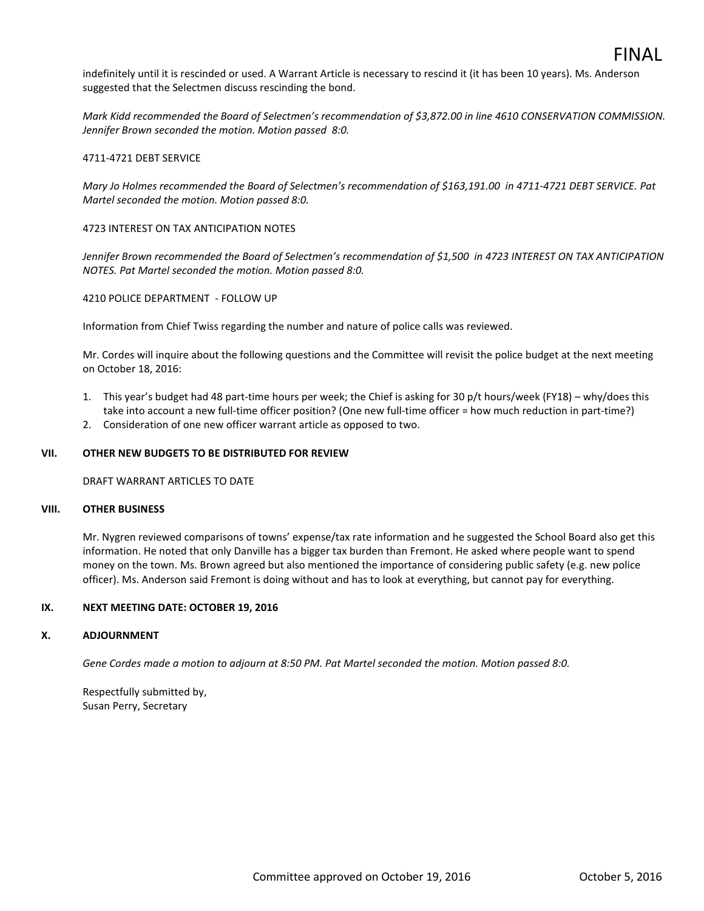FINAL

indefinitely until it is rescinded or used. A Warrant Article is necessary to rescind it (it has been 10 years). Ms. Anderson suggested that the Selectmen discuss rescinding the bond.

*Mark Kidd recommended the Board of Selectmen's recommendation of $3,872.00 in line 4610 CONSERVATION COMMISSION. Jennifer Brown seconded the motion. Motion passed 8:0.*

4711-4721 DEBT SERVICE

*Mary Jo Holmes recommended the Board of Selectmen's recommendation of $163,191.00 in 4711-4721 DEBT SERVICE. Pat Martel seconded the motion. Motion passed 8:0.*

4723 INTEREST ON TAX ANTICIPATION NOTES

*Jennifer Brown recommended the Board of Selectmen's recommendation of $1,500 in 4723 INTEREST ON TAX ANTICIPATION NOTES. Pat Martel seconded the motion. Motion passed 8:0.*

4210 POLICE DEPARTMENT - FOLLOW UP

Information from Chief Twiss regarding the number and nature of police calls was reviewed.

Mr. Cordes will inquire about the following questions and the Committee will revisit the police budget at the next meeting on October 18, 2016:

1. This year's budget had 48 part-time hours per week; the Chief is asking for 30 p/t hours/week (FY18) – why/does this take into account a new full-time officer position? (One new full-time officer = how much reduction in part-time?)
2. Consideration of one new officer warrant article as opposed to two.

## VII. OTHER NEW BUDGETS TO BE DISTRIBUTED FOR REVIEW

DRAFT WARRANT ARTICLES TO DATE

## VIII. OTHER BUSINESS

Mr. Nygren reviewed comparisons of towns' expense/tax rate information and he suggested the School Board also get this information. He noted that only Danville has a bigger tax burden than Fremont. He asked where people want to spend money on the town. Ms. Brown agreed but also mentioned the importance of considering public safety (e.g. new police officer). Ms. Anderson said Fremont is doing without and has to look at everything, but cannot pay for everything.

## IX. NEXT MEETING DATE: OCTOBER 19, 2016

## X. ADJOURNMENT

*Gene Cordes made a motion to adjourn at 8:50 PM. Pat Martel seconded the motion. Motion passed 8:0.*

Respectfully submitted by,
Susan Perry, Secretary

Committee approved on October 19, 2016 October 5, 2016